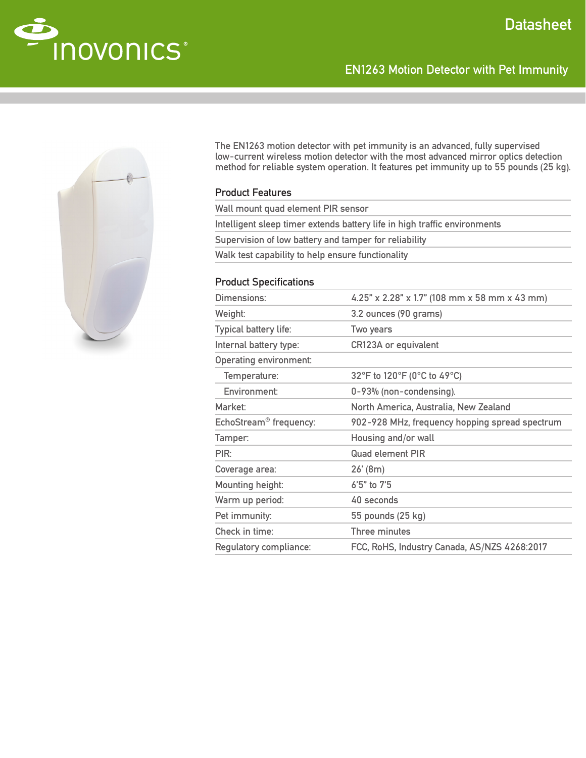Datasheet

# EN1263 Motion Detector with Pet Immunity

The EN1263 motion detector with pet immunity is an advanced, fully supervised low-current wireless motion detector with the most advanced mirror optics detection method for reliable system operation. It features pet immunity up to 55 pounds (25 kg).

## Product Features

- Wall mount quad element PIR sensor
- Intelligent sleep timer extends battery life in high traffic environments
- Supervision of low battery and tamper for reliability
- Walk test capability to help ensure functionality

## Product Specifications

| | |
|---|---|
| Dimensions: | 4.25" x 2.28" x 1.7" (108 mm x 58 mm x 43 mm) |
| Weight: | 3.2 ounces (90 grams) |
| Typical battery life: | Two years |
| Internal battery type: | CR123A or equivalent |
| Operating environment: | |
| Temperature: | 32°F to 120°F (0°C to 49°C) |
| Environment: | 0-93% (non-condensing). |
| Market: | North America, Australia, New Zealand |
| EchoStream® frequency: | 902-928 MHz, frequency hopping spread spectrum |
| Tamper: | Housing and/or wall |
| PIR: | Quad element PIR |
| Coverage area: | 26' (8m) |
| Mounting height: | 6'5" to 7'5 |
| Warm up period: | 40 seconds |
| Pet immunity: | 55 pounds (25 kg) |
| Check in time: | Three minutes |
| Regulatory compliance: | FCC, RoHS, Industry Canada, AS/NZS 4268:2017 |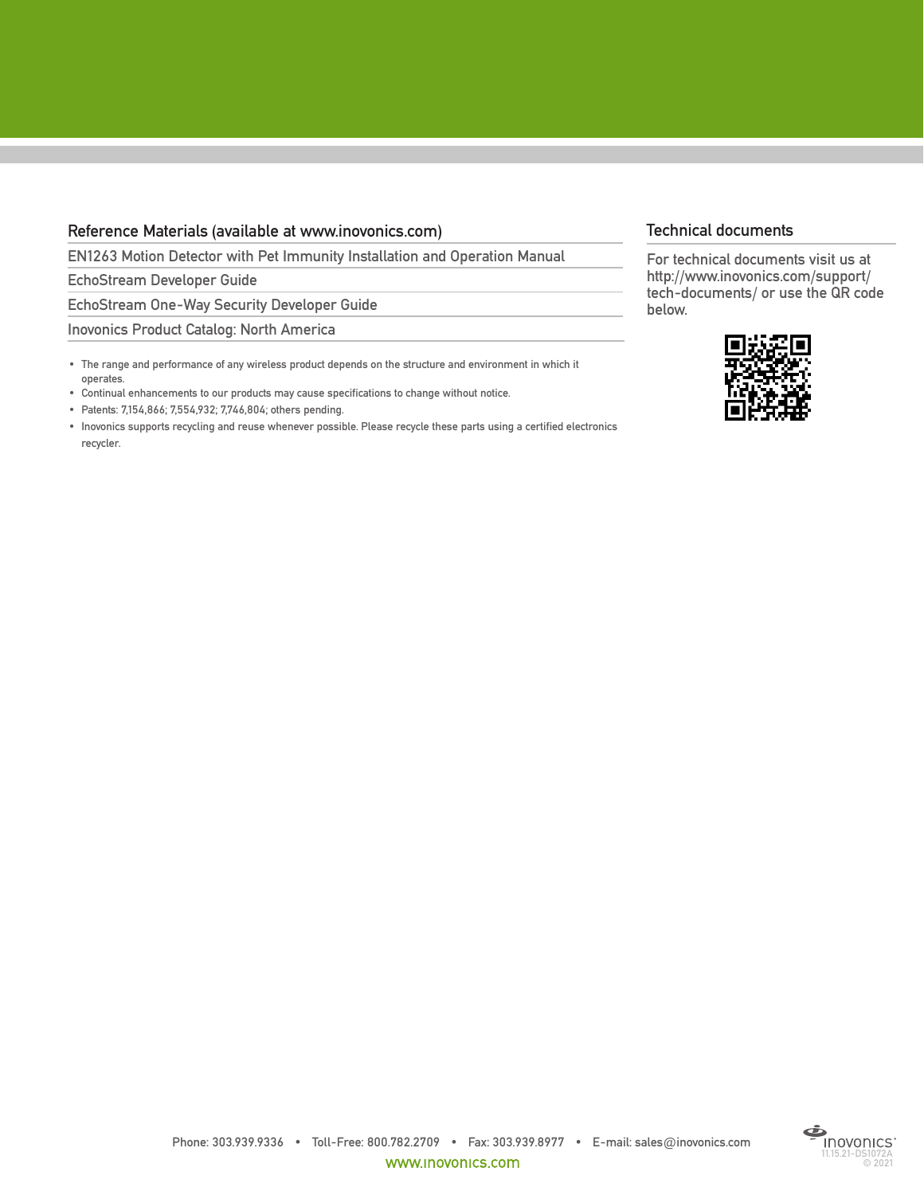## Reference Materials (available at www.inovonics.com)

EN1263 Motion Detector with Pet Immunity Installation and Operation Manual

EchoStream Developer Guide

EchoStream One-Way Security Developer Guide

Inovonics Product Catalog: North America

- The range and performance of any wireless product depends on the structure and environment in which it operates.
- Continual enhancements to our products may cause specifications to change without notice.
- Patents: 7,154,866; 7,554,932; 7,746,804; others pending.
- Inovonics supports recycling and reuse whenever possible. Please recycle these parts using a certified electronics recycler.

## Technical documents

For technical documents visit us at http://www.inovonics.com/support/tech-documents/ or use the QR code below.

Phone: 303.939.9336 • Toll-Free: 800.782.2709 • Fax: 303.939.8977 • E-mail: sales@inovonics.com

www.inovonics.com

11.15.21-DS1072A
© 2021